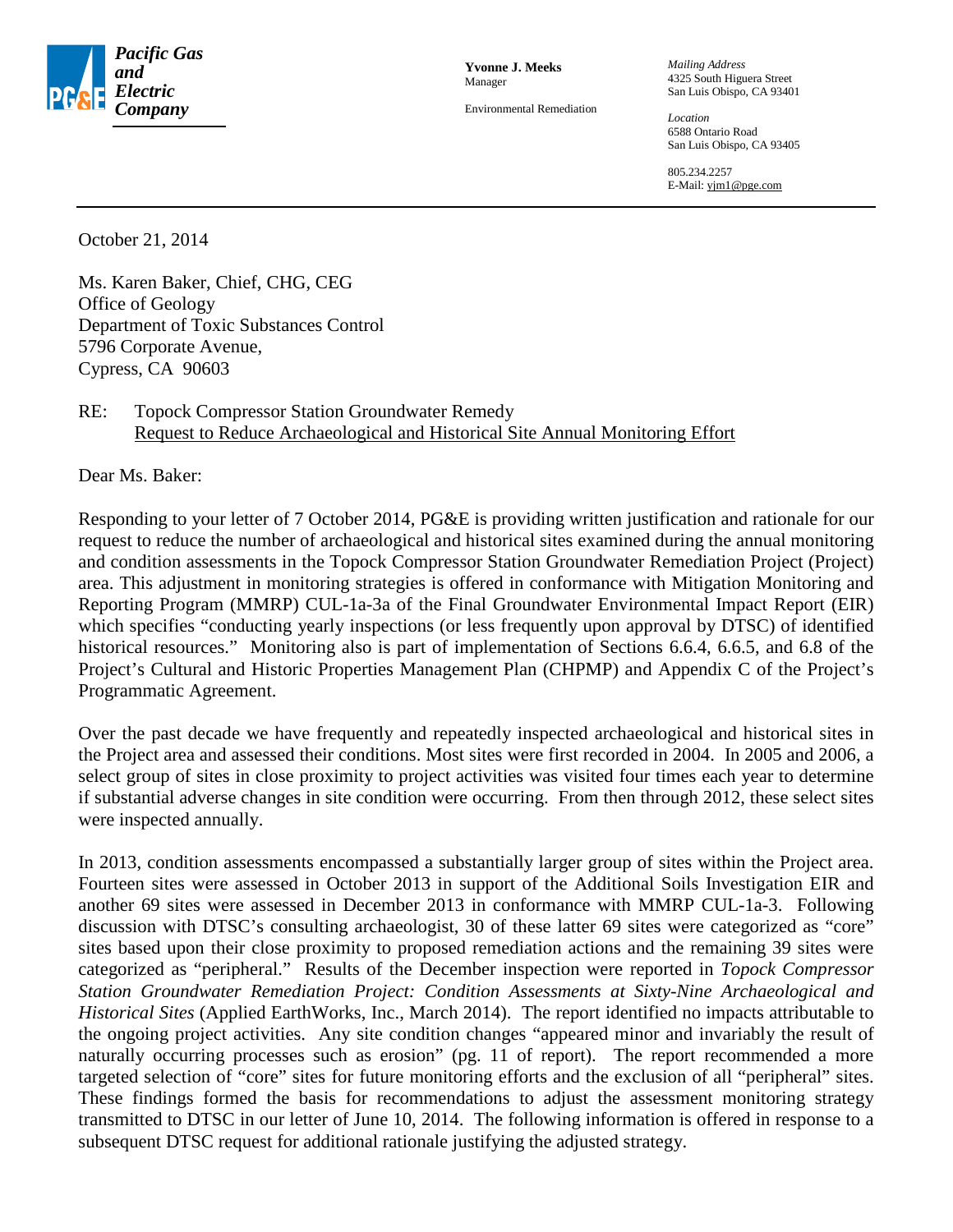**Pacific Gas and Electric Company**

**Yvonne J. Meeks**
Manager

Environmental Remediation

*Mailing Address*
4325 South Higuera Street
San Luis Obispo, CA 93401

*Location*
6588 Ontario Road
San Luis Obispo, CA 93405

805.234.2257
E-Mail: yjm1@pge.com

---

October 21, 2014

Ms. Karen Baker, Chief, CHG, CEG
Office of Geology
Department of Toxic Substances Control
5796 Corporate Avenue,
Cypress, CA 90603

RE: Topock Compressor Station Groundwater Remedy
Request to Reduce Archaeological and Historical Site Annual Monitoring Effort

Dear Ms. Baker:

Responding to your letter of 7 October 2014, PG&E is providing written justification and rationale for our request to reduce the number of archaeological and historical sites examined during the annual monitoring and condition assessments in the Topock Compressor Station Groundwater Remediation Project (Project) area. This adjustment in monitoring strategies is offered in conformance with Mitigation Monitoring and Reporting Program (MMRP) CUL-1a-3a of the Final Groundwater Environmental Impact Report (EIR) which specifies "conducting yearly inspections (or less frequently upon approval by DTSC) of identified historical resources." Monitoring also is part of implementation of Sections 6.6.4, 6.6.5, and 6.8 of the Project's Cultural and Historic Properties Management Plan (CHPMP) and Appendix C of the Project's Programmatic Agreement.

Over the past decade we have frequently and repeatedly inspected archaeological and historical sites in the Project area and assessed their conditions. Most sites were first recorded in 2004. In 2005 and 2006, a select group of sites in close proximity to project activities was visited four times each year to determine if substantial adverse changes in site condition were occurring. From then through 2012, these select sites were inspected annually.

In 2013, condition assessments encompassed a substantially larger group of sites within the Project area. Fourteen sites were assessed in October 2013 in support of the Additional Soils Investigation EIR and another 69 sites were assessed in December 2013 in conformance with MMRP CUL-1a-3. Following discussion with DTSC's consulting archaeologist, 30 of these latter 69 sites were categorized as "core" sites based upon their close proximity to proposed remediation actions and the remaining 39 sites were categorized as "peripheral." Results of the December inspection were reported in *Topock Compressor Station Groundwater Remediation Project: Condition Assessments at Sixty-Nine Archaeological and Historical Sites* (Applied EarthWorks, Inc., March 2014). The report identified no impacts attributable to the ongoing project activities. Any site condition changes "appeared minor and invariably the result of naturally occurring processes such as erosion" (pg. 11 of report). The report recommended a more targeted selection of "core" sites for future monitoring efforts and the exclusion of all "peripheral" sites. These findings formed the basis for recommendations to adjust the assessment monitoring strategy transmitted to DTSC in our letter of June 10, 2014. The following information is offered in response to a subsequent DTSC request for additional rationale justifying the adjusted strategy.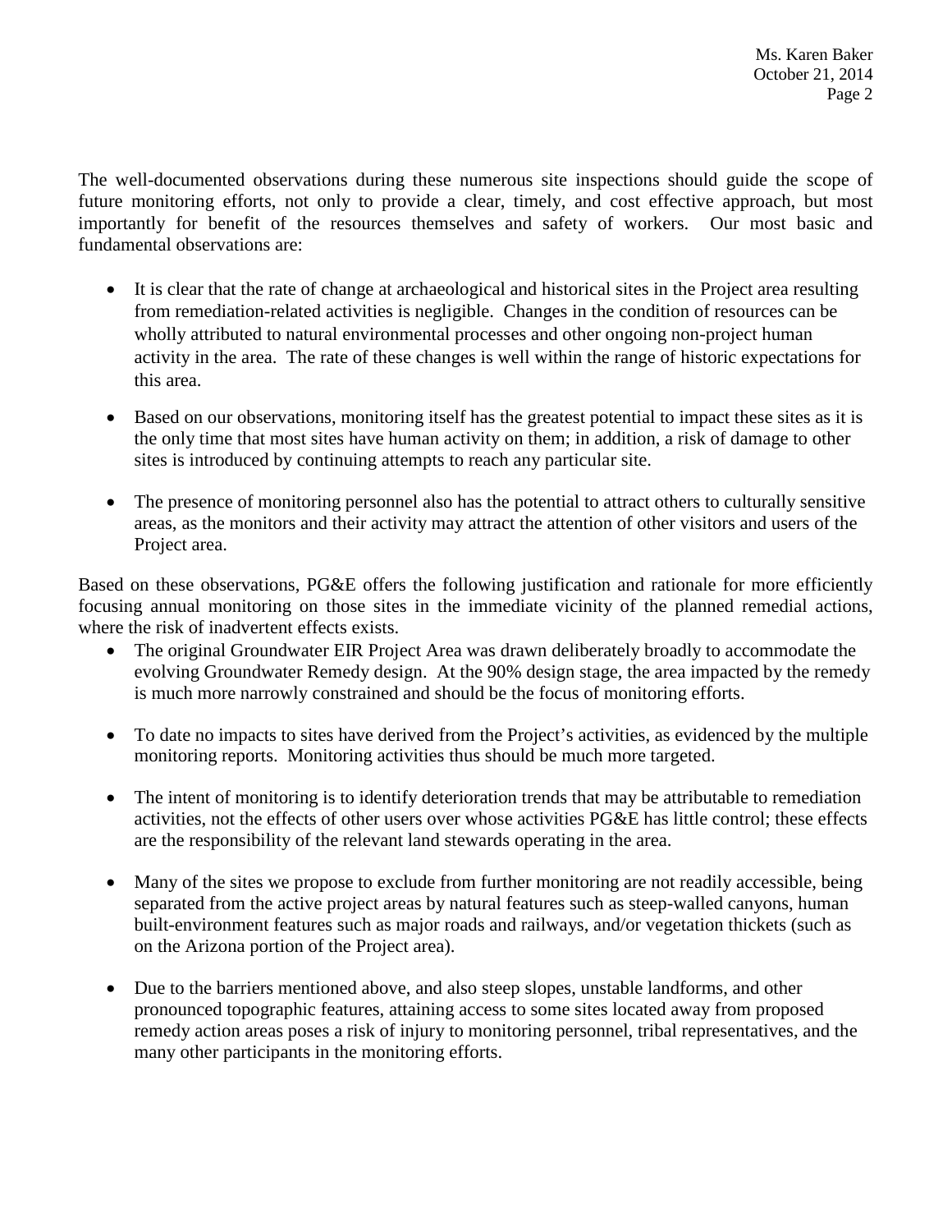The well-documented observations during these numerous site inspections should guide the scope of future monitoring efforts, not only to provide a clear, timely, and cost effective approach, but most importantly for benefit of the resources themselves and safety of workers. Our most basic and fundamental observations are:

- It is clear that the rate of change at archaeological and historical sites in the Project area resulting from remediation-related activities is negligible. Changes in the condition of resources can be wholly attributed to natural environmental processes and other ongoing non-project human activity in the area. The rate of these changes is well within the range of historic expectations for this area.

- Based on our observations, monitoring itself has the greatest potential to impact these sites as it is the only time that most sites have human activity on them; in addition, a risk of damage to other sites is introduced by continuing attempts to reach any particular site.

- The presence of monitoring personnel also has the potential to attract others to culturally sensitive areas, as the monitors and their activity may attract the attention of other visitors and users of the Project area.

Based on these observations, PG&E offers the following justification and rationale for more efficiently focusing annual monitoring on those sites in the immediate vicinity of the planned remedial actions, where the risk of inadvertent effects exists.

- The original Groundwater EIR Project Area was drawn deliberately broadly to accommodate the evolving Groundwater Remedy design. At the 90% design stage, the area impacted by the remedy is much more narrowly constrained and should be the focus of monitoring efforts.

- To date no impacts to sites have derived from the Project's activities, as evidenced by the multiple monitoring reports. Monitoring activities thus should be much more targeted.

- The intent of monitoring is to identify deterioration trends that may be attributable to remediation activities, not the effects of other users over whose activities PG&E has little control; these effects are the responsibility of the relevant land stewards operating in the area.

- Many of the sites we propose to exclude from further monitoring are not readily accessible, being separated from the active project areas by natural features such as steep-walled canyons, human built-environment features such as major roads and railways, and/or vegetation thickets (such as on the Arizona portion of the Project area).

- Due to the barriers mentioned above, and also steep slopes, unstable landforms, and other pronounced topographic features, attaining access to some sites located away from proposed remedy action areas poses a risk of injury to monitoring personnel, tribal representatives, and the many other participants in the monitoring efforts.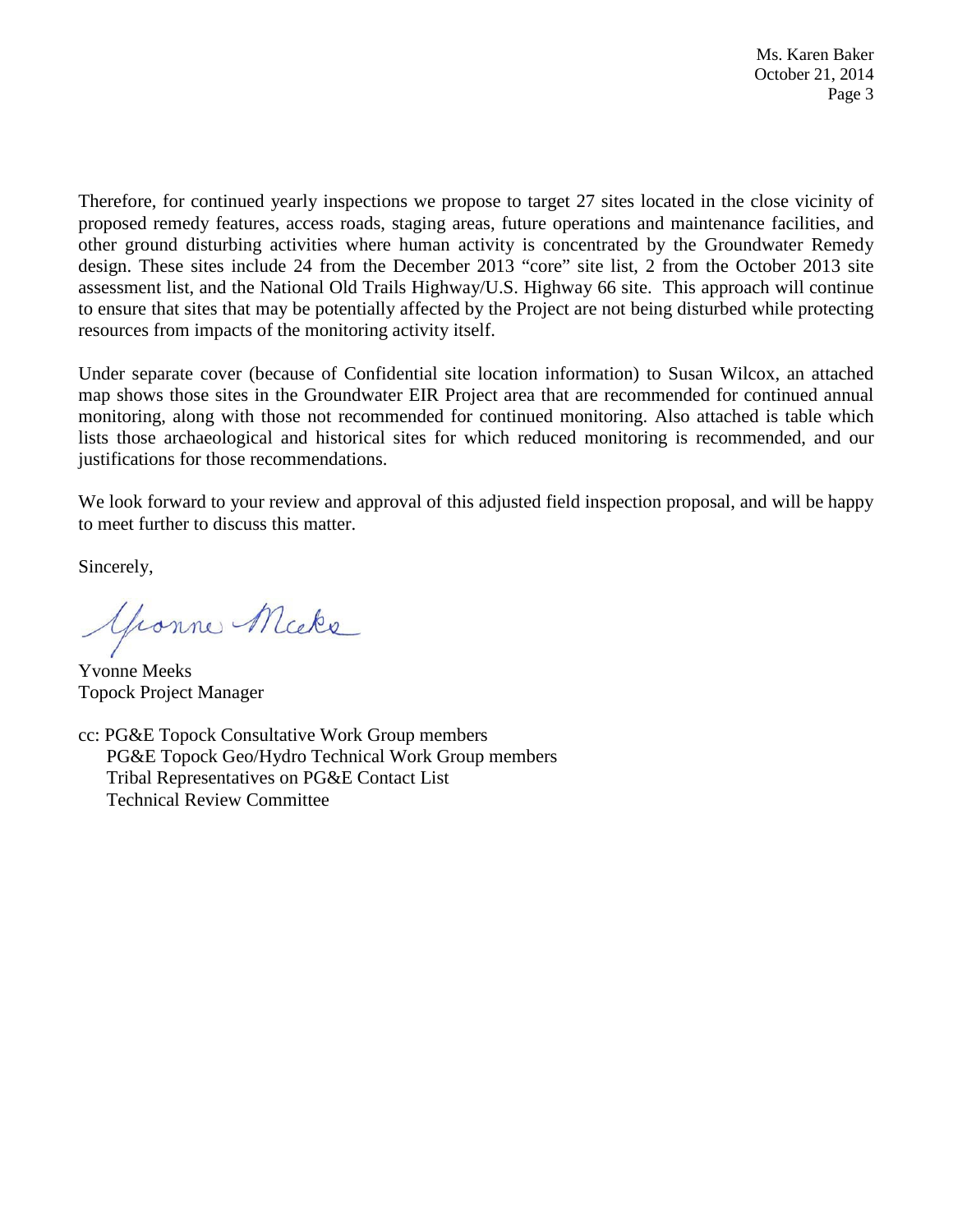Therefore, for continued yearly inspections we propose to target 27 sites located in the close vicinity of proposed remedy features, access roads, staging areas, future operations and maintenance facilities, and other ground disturbing activities where human activity is concentrated by the Groundwater Remedy design. These sites include 24 from the December 2013 "core" site list, 2 from the October 2013 site assessment list, and the National Old Trails Highway/U.S. Highway 66 site. This approach will continue to ensure that sites that may be potentially affected by the Project are not being disturbed while protecting resources from impacts of the monitoring activity itself.

Under separate cover (because of Confidential site location information) to Susan Wilcox, an attached map shows those sites in the Groundwater EIR Project area that are recommended for continued annual monitoring, along with those not recommended for continued monitoring. Also attached is table which lists those archaeological and historical sites for which reduced monitoring is recommended, and our justifications for those recommendations.

We look forward to your review and approval of this adjusted field inspection proposal, and will be happy to meet further to discuss this matter.

Sincerely,

Yvonne Meeks
Topock Project Manager

cc: PG&E Topock Consultative Work Group members
PG&E Topock Geo/Hydro Technical Work Group members
Tribal Representatives on PG&E Contact List
Technical Review Committee